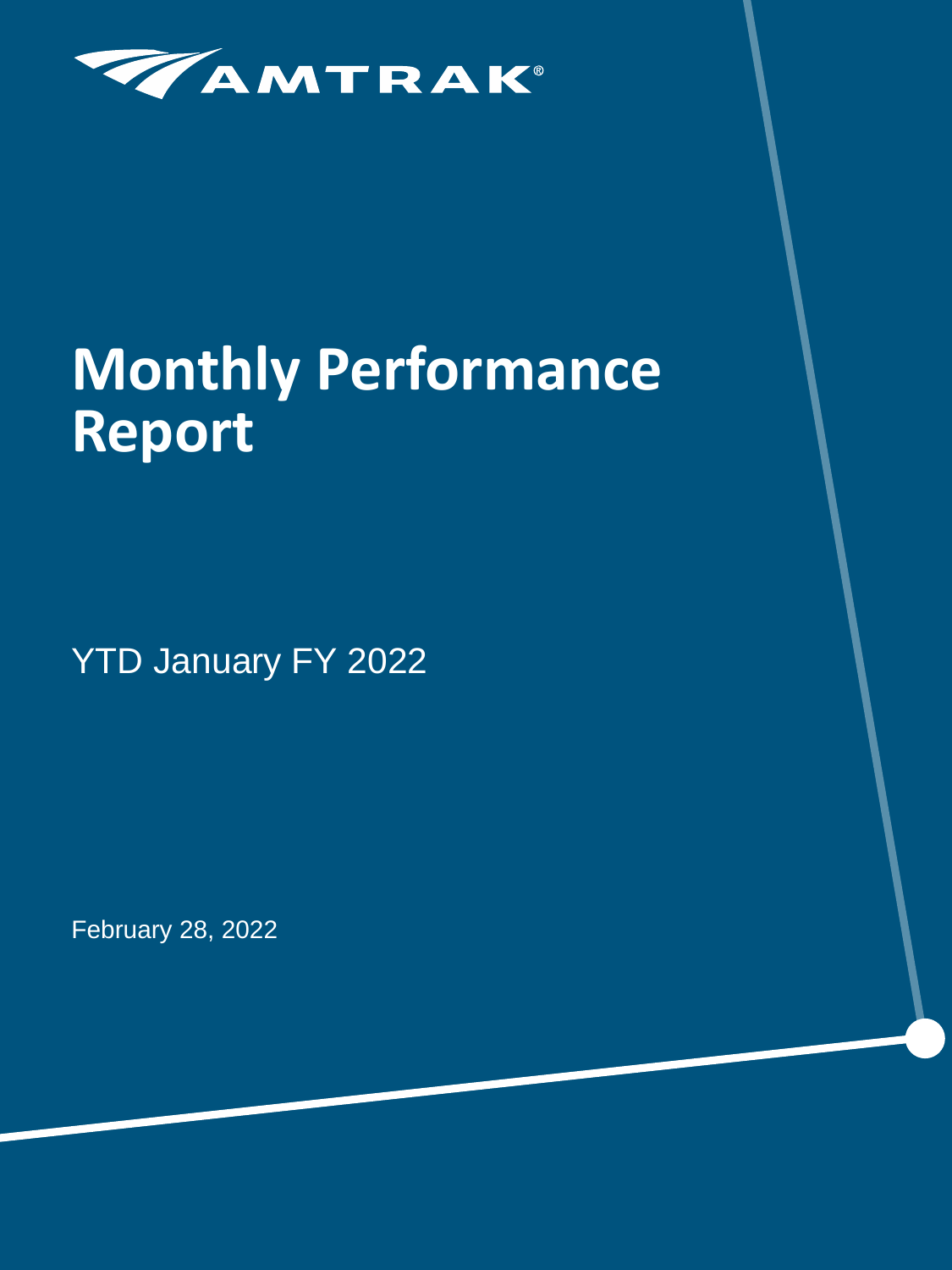AMTRAK®

# Monthly Performance Report

YTD January FY 2022

February 28, 2022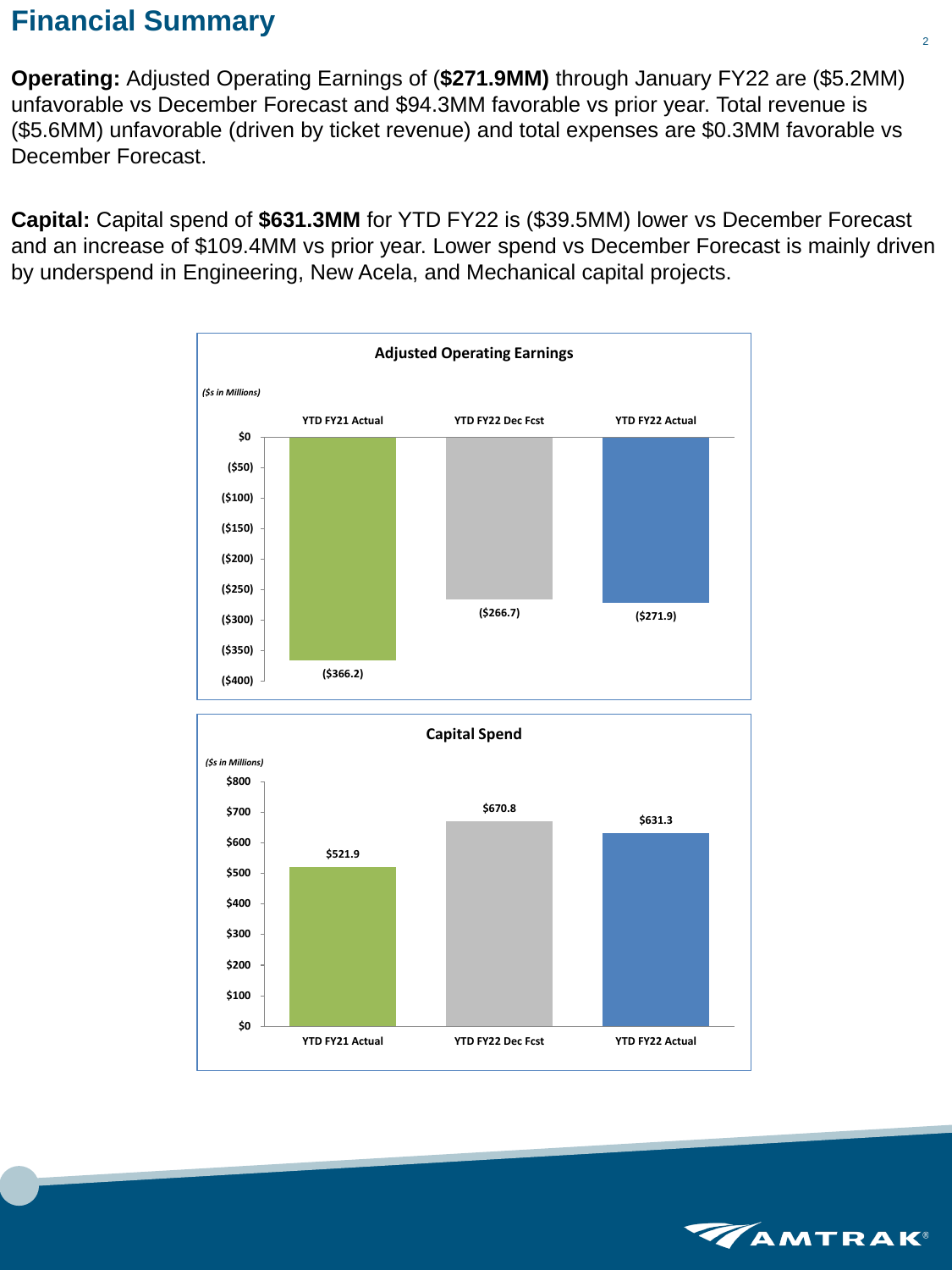# Financial Summary

**Operating:** Adjusted Operating Earnings of (**$271.9MM)** through January FY22 are ($5.2MM) unfavorable vs December Forecast and $94.3MM favorable vs prior year. Total revenue is ($5.6MM) unfavorable (driven by ticket revenue) and total expenses are $0.3MM favorable vs December Forecast.

**Capital:** Capital spend of **$631.3MM** for YTD FY22 is ($39.5MM) lower vs December Forecast and an increase of $109.4MM vs prior year. Lower spend vs December Forecast is mainly driven by underspend in Engineering, New Acela, and Mechanical capital projects.

**Adjusted Operating Earnings**

*($s in Millions)*

| YTD FY21 Actual | YTD FY22 Dec Fcst | YTD FY22 Actual |
|---|---|---|
| ($366.2) | ($266.7) | ($271.9) |

**Capital Spend**

*($s in Millions)*

| YTD FY21 Actual | YTD FY22 Dec Fcst | YTD FY22 Actual |
|---|---|---|
| $521.9 | $670.8 | $631.3 |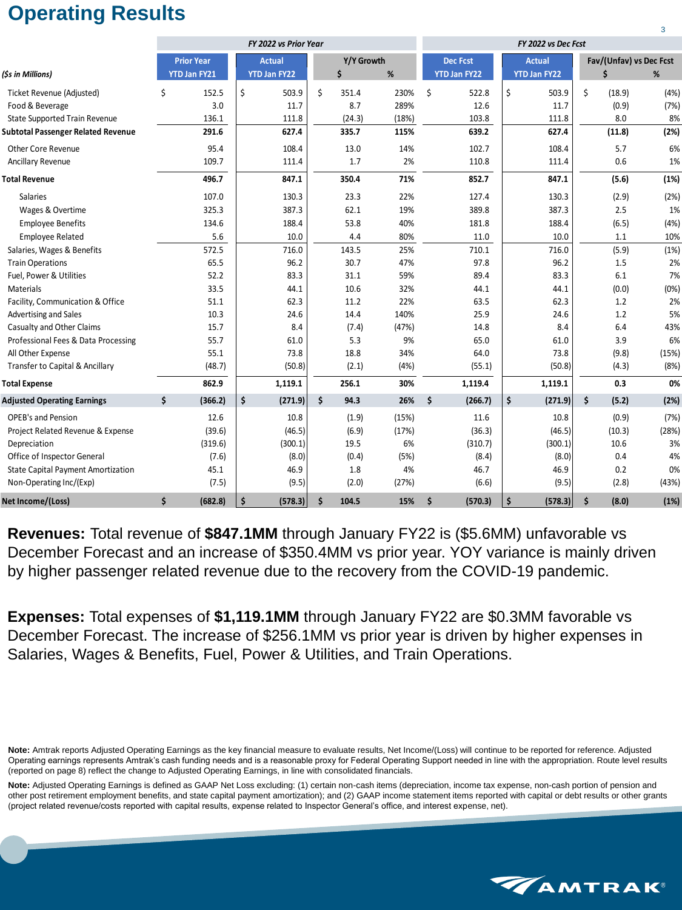# Operating Results

| ($s in Millions) | Prior Year YTD Jan FY21 | Actual YTD Jan FY22 | Y/Y Growth $ | Y/Y Growth % | Dec Fcst YTD Jan FY22 | Actual YTD Jan FY22 | Fav/(Unfav) vs Dec Fcst $ | Fav/(Unfav) vs Dec Fcst % |
|---|---|---|---|---|---|---|---|---|
| | *FY 2022 vs Prior Year* | | | | *FY 2022 vs Dec Fcst* | | | |
| Ticket Revenue (Adjusted) | $ 152.5 | $ 503.9 | $ 351.4 | 230% | $ 522.8 | $ 503.9 | $ (18.9) | (4%) |
| Food & Beverage | 3.0 | 11.7 | 8.7 | 289% | 12.6 | 11.7 | (0.9) | (7%) |
| State Supported Train Revenue | 136.1 | 111.8 | (24.3) | (18%) | 103.8 | 111.8 | 8.0 | 8% |
| **Subtotal Passenger Related Revenue** | **291.6** | **627.4** | **335.7** | **115%** | **639.2** | **627.4** | **(11.8)** | **(2%)** |
| Other Core Revenue | 95.4 | 108.4 | 13.0 | 14% | 102.7 | 108.4 | 5.7 | 6% |
| Ancillary Revenue | 109.7 | 111.4 | 1.7 | 2% | 110.8 | 111.4 | 0.6 | 1% |
| **Total Revenue** | **496.7** | **847.1** | **350.4** | **71%** | **852.7** | **847.1** | **(5.6)** | **(1%)** |
| Salaries | 107.0 | 130.3 | 23.3 | 22% | 127.4 | 130.3 | (2.9) | (2%) |
| Wages & Overtime | 325.3 | 387.3 | 62.1 | 19% | 389.8 | 387.3 | 2.5 | 1% |
| Employee Benefits | 134.6 | 188.4 | 53.8 | 40% | 181.8 | 188.4 | (6.5) | (4%) |
| Employee Related | 5.6 | 10.0 | 4.4 | 80% | 11.0 | 10.0 | 1.1 | 10% |
| Salaries, Wages & Benefits | 572.5 | 716.0 | 143.5 | 25% | 710.1 | 716.0 | (5.9) | (1%) |
| Train Operations | 65.5 | 96.2 | 30.7 | 47% | 97.8 | 96.2 | 1.5 | 2% |
| Fuel, Power & Utilities | 52.2 | 83.3 | 31.1 | 59% | 89.4 | 83.3 | 6.1 | 7% |
| Materials | 33.5 | 44.1 | 10.6 | 32% | 44.1 | 44.1 | (0.0) | (0%) |
| Facility, Communication & Office | 51.1 | 62.3 | 11.2 | 22% | 63.5 | 62.3 | 1.2 | 2% |
| Advertising and Sales | 10.3 | 24.6 | 14.4 | 140% | 25.9 | 24.6 | 1.2 | 5% |
| Casualty and Other Claims | 15.7 | 8.4 | (7.4) | (47%) | 14.8 | 8.4 | 6.4 | 43% |
| Professional Fees & Data Processing | 55.7 | 61.0 | 5.3 | 9% | 65.0 | 61.0 | 3.9 | 6% |
| All Other Expense | 55.1 | 73.8 | 18.8 | 34% | 64.0 | 73.8 | (9.8) | (15%) |
| Transfer to Capital & Ancillary | (48.7) | (50.8) | (2.1) | (4%) | (55.1) | (50.8) | (4.3) | (8%) |
| **Total Expense** | **862.9** | **1,119.1** | **256.1** | **30%** | **1,119.4** | **1,119.1** | **0.3** | **0%** |
| **Adjusted Operating Earnings** | **$ (366.2)** | **$ (271.9)** | **$ 94.3** | **26%** | **$ (266.7)** | **$ (271.9)** | **$ (5.2)** | **(2%)** |
| OPEB's and Pension | 12.6 | 10.8 | (1.9) | (15%) | 11.6 | 10.8 | (0.9) | (7%) |
| Project Related Revenue & Expense | (39.6) | (46.5) | (6.9) | (17%) | (36.3) | (46.5) | (10.3) | (28%) |
| Depreciation | (319.6) | (300.1) | 19.5 | 6% | (310.7) | (300.1) | 10.6 | 3% |
| Office of Inspector General | (7.6) | (8.0) | (0.4) | (5%) | (8.4) | (8.0) | 0.4 | 4% |
| State Capital Payment Amortization | 45.1 | 46.9 | 1.8 | 4% | 46.7 | 46.9 | 0.2 | 0% |
| Non-Operating Inc/(Exp) | (7.5) | (9.5) | (2.0) | (27%) | (6.6) | (9.5) | (2.8) | (43%) |
| **Net Income/(Loss)** | **$ (682.8)** | **$ (578.3)** | **$ 104.5** | **15%** | **$ (570.3)** | **$ (578.3)** | **$ (8.0)** | **(1%)** |

**Revenues:** Total revenue of **$847.1MM** through January FY22 is ($5.6MM) unfavorable vs December Forecast and an increase of $350.4MM vs prior year. YOY variance is mainly driven by higher passenger related revenue due to the recovery from the COVID-19 pandemic.

**Expenses:** Total expenses of **$1,119.1MM** through January FY22 are $0.3MM favorable vs December Forecast. The increase of $256.1MM vs prior year is driven by higher expenses in Salaries, Wages & Benefits, Fuel, Power & Utilities, and Train Operations.

**Note:** Amtrak reports Adjusted Operating Earnings as the key financial measure to evaluate results, Net Income/(Loss) will continue to be reported for reference. Adjusted Operating earnings represents Amtrak's cash funding needs and is a reasonable proxy for Federal Operating Support needed in line with the appropriation. Route level results (reported on page 8) reflect the change to Adjusted Operating Earnings, in line with consolidated financials.

**Note:** Adjusted Operating Earnings is defined as GAAP Net Loss excluding: (1) certain non-cash items (depreciation, income tax expense, non-cash portion of pension and other post retirement employment benefits, and state capital payment amortization); and (2) GAAP income statement items reported with capital or debt results or other grants (project related revenue/costs reported with capital results, expense related to Inspector General's office, and interest expense, net).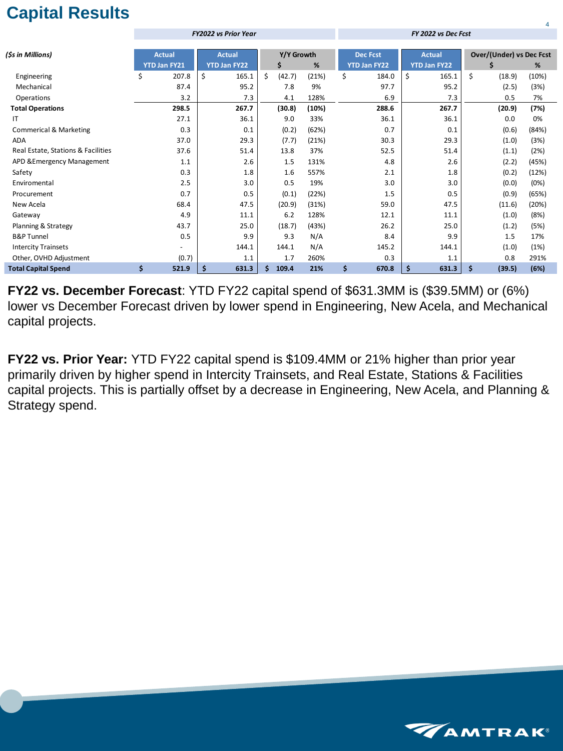# Capital Results

| ($s in Millions) | FY2022 vs Prior Year | | | | FY 2022 vs Dec Fcst | | | |
|---|---|---|---|---|---|---|---|---|
| | Actual YTD Jan FY21 | Actual YTD Jan FY22 | Y/Y Growth $ | Y/Y Growth % | Dec Fcst YTD Jan FY22 | Actual YTD Jan FY22 | Over/(Under) vs Dec Fcst $ | Over/(Under) vs Dec Fcst % |
| Engineering | $ 207.8 | $ 165.1 | $ (42.7) | (21%) | $ 184.0 | $ 165.1 | $ (18.9) | (10%) |
| Mechanical | 87.4 | 95.2 | 7.8 | 9% | 97.7 | 95.2 | (2.5) | (3%) |
| Operations | 3.2 | 7.3 | 4.1 | 128% | 6.9 | 7.3 | 0.5 | 7% |
| **Total Operations** | **298.5** | **267.7** | **(30.8)** | **(10%)** | **288.6** | **267.7** | **(20.9)** | **(7%)** |
| IT | 27.1 | 36.1 | 9.0 | 33% | 36.1 | 36.1 | 0.0 | 0% |
| Commerical & Marketing | 0.3 | 0.1 | (0.2) | (62%) | 0.7 | 0.1 | (0.6) | (84%) |
| ADA | 37.0 | 29.3 | (7.7) | (21%) | 30.3 | 29.3 | (1.0) | (3%) |
| Real Estate, Stations & Facilities | 37.6 | 51.4 | 13.8 | 37% | 52.5 | 51.4 | (1.1) | (2%) |
| APD &Emergency Management | 1.1 | 2.6 | 1.5 | 131% | 4.8 | 2.6 | (2.2) | (45%) |
| Safety | 0.3 | 1.8 | 1.6 | 557% | 2.1 | 1.8 | (0.2) | (12%) |
| Enviromental | 2.5 | 3.0 | 0.5 | 19% | 3.0 | 3.0 | (0.0) | (0%) |
| Procurement | 0.7 | 0.5 | (0.1) | (22%) | 1.5 | 0.5 | (0.9) | (65%) |
| New Acela | 68.4 | 47.5 | (20.9) | (31%) | 59.0 | 47.5 | (11.6) | (20%) |
| Gateway | 4.9 | 11.1 | 6.2 | 128% | 12.1 | 11.1 | (1.0) | (8%) |
| Planning & Strategy | 43.7 | 25.0 | (18.7) | (43%) | 26.2 | 25.0 | (1.2) | (5%) |
| B&P Tunnel | 0.5 | 9.9 | 9.3 | N/A | 8.4 | 9.9 | 1.5 | 17% |
| Intercity Trainsets | - | 144.1 | 144.1 | N/A | 145.2 | 144.1 | (1.0) | (1%) |
| Other, OVHD Adjustment | (0.7) | 1.1 | 1.7 | 260% | 0.3 | 1.1 | 0.8 | 291% |
| **Total Capital Spend** | **$ 521.9** | **$ 631.3** | **$ 109.4** | **21%** | **$ 670.8** | **$ 631.3** | **$ (39.5)** | **(6%)** |

**FY22 vs. December Forecast**: YTD FY22 capital spend of $631.3MM is ($39.5MM) or (6%) lower vs December Forecast driven by lower spend in Engineering, New Acela, and Mechanical capital projects.

**FY22 vs. Prior Year:** YTD FY22 capital spend is $109.4MM or 21% higher than prior year primarily driven by higher spend in Intercity Trainsets, and Real Estate, Stations & Facilities capital projects. This is partially offset by a decrease in Engineering, New Acela, and Planning & Strategy spend.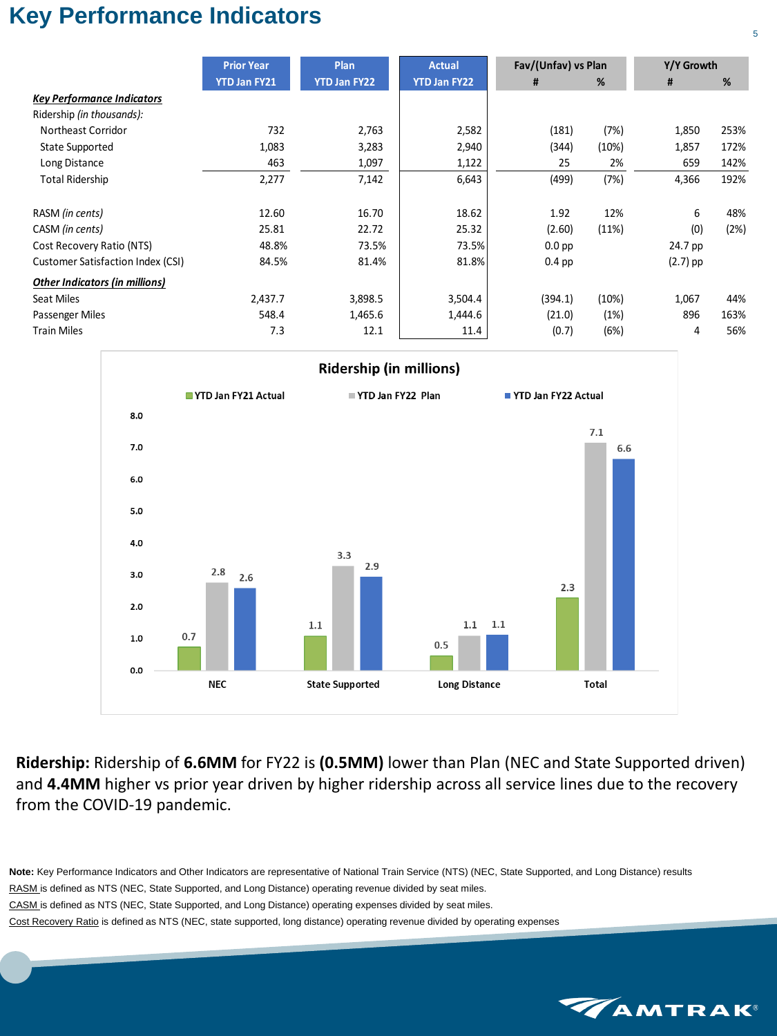# Key Performance Indicators

| | Prior Year YTD Jan FY21 | Plan YTD Jan FY22 | Actual YTD Jan FY22 | Fav/(Unfav) vs Plan # | Fav/(Unfav) vs Plan % | Y/Y Growth # | Y/Y Growth % |
|---|---|---|---|---|---|---|---|
| ***Key Performance Indicators*** | | | | | | | |
| Ridership *(in thousands)*: | | | | | | | |
| Northeast Corridor | 732 | 2,763 | 2,582 | (181) | (7%) | 1,850 | 253% |
| State Supported | 1,083 | 3,283 | 2,940 | (344) | (10%) | 1,857 | 172% |
| Long Distance | 463 | 1,097 | 1,122 | 25 | 2% | 659 | 142% |
| Total Ridership | 2,277 | 7,142 | 6,643 | (499) | (7%) | 4,366 | 192% |
| RASM *(in cents)* | 12.60 | 16.70 | 18.62 | 1.92 | 12% | 6 | 48% |
| CASM *(in cents)* | 25.81 | 22.72 | 25.32 | (2.60) | (11%) | (0) | (2%) |
| Cost Recovery Ratio (NTS) | 48.8% | 73.5% | 73.5% | 0.0 pp | | 24.7 pp | |
| Customer Satisfaction Index (CSI) | 84.5% | 81.4% | 81.8% | 0.4 pp | | (2.7) pp | |
| ***Other Indicators (in millions)*** | | | | | | | |
| Seat Miles | 2,437.7 | 3,898.5 | 3,504.4 | (394.1) | (10%) | 1,067 | 44% |
| Passenger Miles | 548.4 | 1,465.6 | 1,444.6 | (21.0) | (1%) | 896 | 163% |
| Train Miles | 7.3 | 12.1 | 11.4 | (0.7) | (6%) | 4 | 56% |

**Ridership (in millions)**

| | YTD Jan FY21 Actual | YTD Jan FY22 Plan | YTD Jan FY22 Actual |
|---|---|---|---|
| NEC | 0.7 | 2.8 | 2.6 |
| State Supported | 1.1 | 3.3 | 2.9 |
| Long Distance | 0.5 | 1.1 | 1.1 |
| Total | 2.3 | 7.1 | 6.6 |

**Ridership:** Ridership of **6.6MM** for FY22 is **(0.5MM)** lower than Plan (NEC and State Supported driven) and **4.4MM** higher vs prior year driven by higher ridership across all service lines due to the recovery from the COVID-19 pandemic.

**Note:** Key Performance Indicators and Other Indicators are representative of National Train Service (NTS) (NEC, State Supported, and Long Distance) results

RASM is defined as NTS (NEC, State Supported, and Long Distance) operating revenue divided by seat miles.

CASM is defined as NTS (NEC, State Supported, and Long Distance) operating expenses divided by seat miles.

Cost Recovery Ratio is defined as NTS (NEC, state supported, long distance) operating revenue divided by operating expenses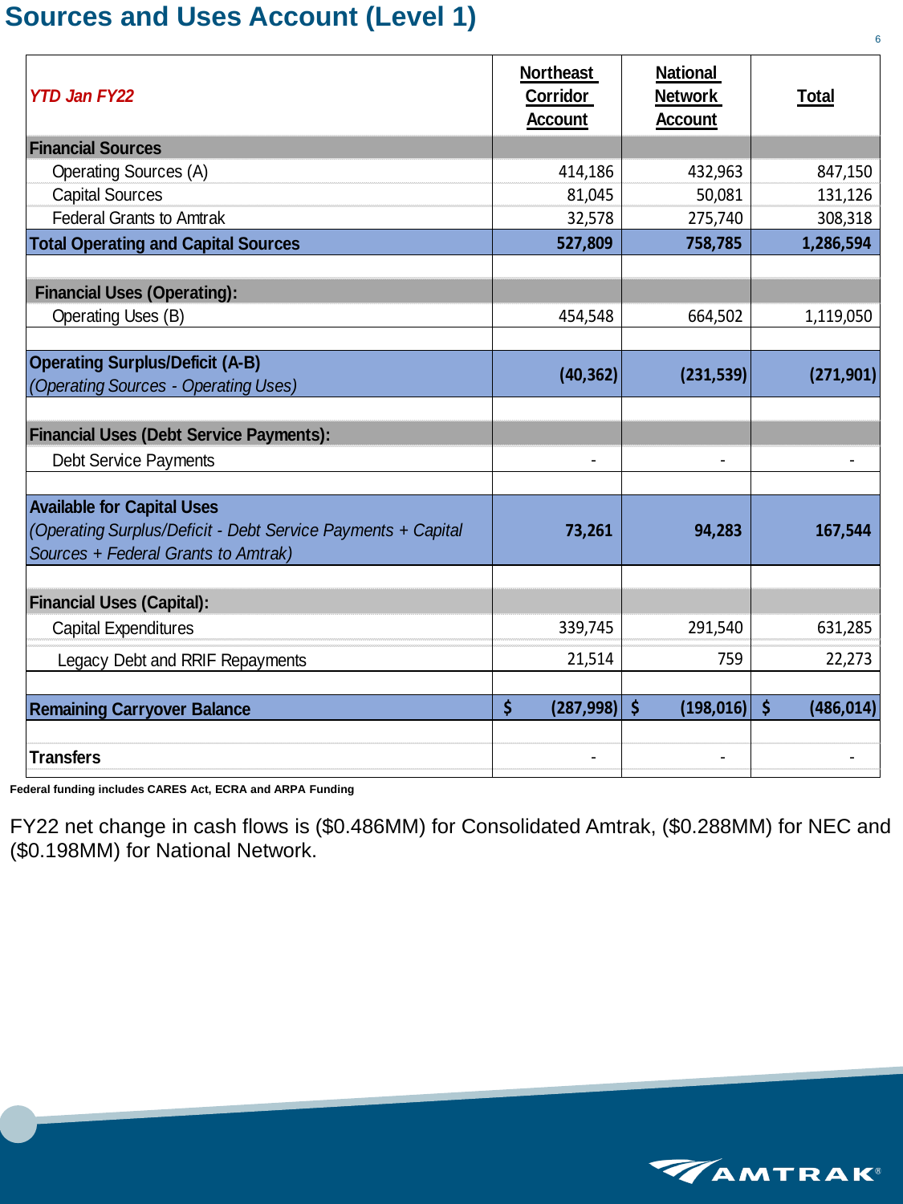# Sources and Uses Account (Level 1)

| *YTD Jan FY22* | Northeast Corridor Account | National Network Account | Total |
|---|---|---|---|
| **Financial Sources** | | | |
| Operating Sources (A) | 414,186 | 432,963 | 847,150 |
| Capital Sources | 81,045 | 50,081 | 131,126 |
| Federal Grants to Amtrak | 32,578 | 275,740 | 308,318 |
| **Total Operating and Capital Sources** | **527,809** | **758,785** | **1,286,594** |
| | | | |
| **Financial Uses (Operating):** | | | |
| Operating Uses (B) | 454,548 | 664,502 | 1,119,050 |
| | | | |
| **Operating Surplus/Deficit (A-B)** *(Operating Sources - Operating Uses)* | **(40,362)** | **(231,539)** | **(271,901)** |
| | | | |
| **Financial Uses (Debt Service Payments):** | | | |
| Debt Service Payments | - | - | - |
| | | | |
| **Available for Capital Uses** *(Operating Surplus/Deficit - Debt Service Payments + Capital Sources + Federal Grants to Amtrak)* | **73,261** | **94,283** | **167,544** |
| | | | |
| **Financial Uses (Capital):** | | | |
| Capital Expenditures | 339,745 | 291,540 | 631,285 |
| Legacy Debt and RRIF Repayments | 21,514 | 759 | 22,273 |
| | | | |
| **Remaining Carryover Balance** | **$ (287,998)** | **$ (198,016)** | **$ (486,014)** |
| | | | |
| **Transfers** | - | - | - |

**Federal funding includes CARES Act, ECRA and ARPA Funding**

FY22 net change in cash flows is ($0.486MM) for Consolidated Amtrak, ($0.288MM) for NEC and ($0.198MM) for National Network.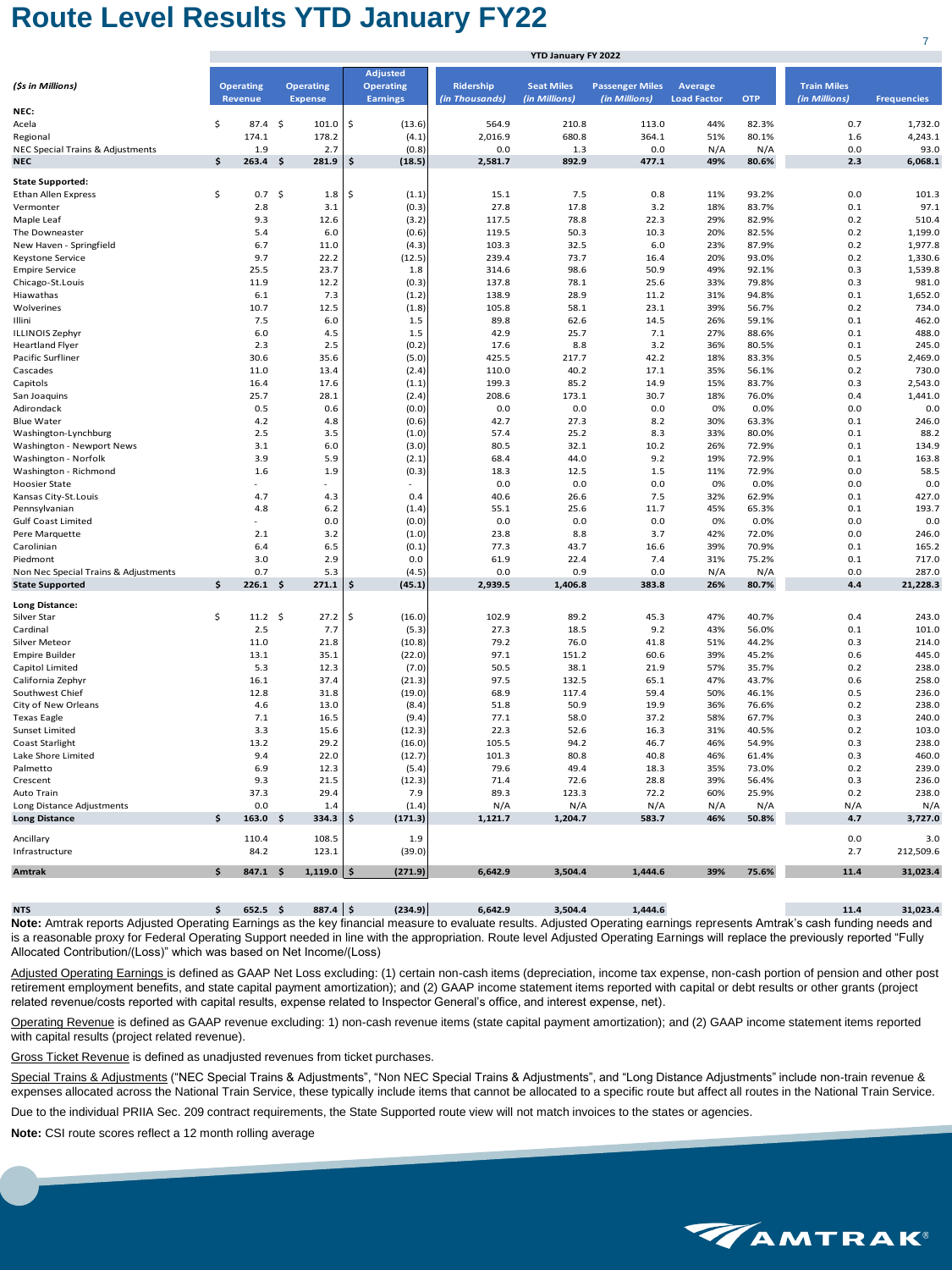# Route Level Results YTD January FY22

| ($s in Millions) | Operating Revenue | Operating Expense | Adjusted Operating Earnings | Ridership (in Thousands) | Seat Miles (in Millions) | Passenger Miles (in Millions) | Average Load Factor | OTP | Train Miles (in Millions) | Frequencies |
|---|---|---|---|---|---|---|---|---|---|---|
| | YTD January FY 2022 | | | | | | | | | |
| **NEC:** | | | | | | | | | | |
| Acela | $ 87.4 | $ 101.0 | $ (13.6) | 564.9 | 210.8 | 113.0 | 44% | 82.3% | 0.7 | 1,732.0 |
| Regional | 174.1 | 178.2 | (4.1) | 2,016.9 | 680.8 | 364.1 | 51% | 80.1% | 1.6 | 4,243.1 |
| NEC Special Trains & Adjustments | 1.9 | 2.7 | (0.8) | 0.0 | 1.3 | 0.0 | N/A | N/A | 0.0 | 93.0 |
| **NEC** | **$ 263.4** | **$ 281.9** | **$ (18.5)** | **2,581.7** | **892.9** | **477.1** | **49%** | **80.6%** | **2.3** | **6,068.1** |
| **State Supported:** | | | | | | | | | | |
| Ethan Allen Express | $ 0.7 | $ 1.8 | $ (1.1) | 15.1 | 7.5 | 0.8 | 11% | 93.2% | 0.0 | 101.3 |
| Vermonter | 2.8 | 3.1 | (0.3) | 27.8 | 17.8 | 3.2 | 18% | 83.7% | 0.1 | 97.1 |
| Maple Leaf | 9.3 | 12.6 | (3.2) | 117.5 | 78.8 | 22.3 | 29% | 82.9% | 0.2 | 510.4 |
| The Downeaster | 5.4 | 6.0 | (0.6) | 119.5 | 50.3 | 10.3 | 20% | 82.5% | 0.2 | 1,199.0 |
| New Haven - Springfield | 6.7 | 11.0 | (4.3) | 103.3 | 32.5 | 6.0 | 23% | 87.9% | 0.2 | 1,977.8 |
| Keystone Service | 9.7 | 22.2 | (12.5) | 239.4 | 73.7 | 16.4 | 20% | 93.0% | 0.2 | 1,330.6 |
| Empire Service | 25.5 | 23.7 | 1.8 | 314.6 | 98.6 | 50.9 | 49% | 92.1% | 0.3 | 1,539.8 |
| Chicago-St.Louis | 11.9 | 12.2 | (0.3) | 137.8 | 78.1 | 25.6 | 33% | 79.8% | 0.3 | 981.0 |
| Hiawathas | 6.1 | 7.3 | (1.2) | 138.9 | 28.9 | 11.2 | 31% | 94.8% | 0.1 | 1,652.0 |
| Wolverines | 10.7 | 12.5 | (1.8) | 105.8 | 58.1 | 23.1 | 39% | 56.7% | 0.2 | 734.0 |
| Illini | 7.5 | 6.0 | 1.5 | 89.8 | 62.6 | 14.5 | 26% | 59.1% | 0.1 | 462.0 |
| ILLINOIS Zephyr | 6.0 | 4.5 | 1.5 | 42.9 | 25.7 | 7.1 | 27% | 88.6% | 0.1 | 488.0 |
| Heartland Flyer | 2.3 | 2.5 | (0.2) | 17.6 | 8.8 | 3.2 | 36% | 80.5% | 0.1 | 245.0 |
| Pacific Surfliner | 30.6 | 35.6 | (5.0) | 425.5 | 217.7 | 42.2 | 18% | 83.3% | 0.5 | 2,469.0 |
| Cascades | 11.0 | 13.4 | (2.4) | 110.0 | 40.2 | 17.1 | 35% | 56.1% | 0.2 | 730.0 |
| Capitols | 16.4 | 17.6 | (1.1) | 199.3 | 85.2 | 14.9 | 15% | 83.7% | 0.3 | 2,543.0 |
| San Joaquins | 25.7 | 28.1 | (2.4) | 208.6 | 173.1 | 30.7 | 18% | 76.0% | 0.4 | 1,441.0 |
| Adirondack | 0.5 | 0.6 | (0.0) | 0.0 | 0.0 | 0.0 | 0% | 0.0% | 0.0 | 0.0 |
| Blue Water | 4.2 | 4.8 | (0.6) | 42.7 | 27.3 | 8.2 | 30% | 63.3% | 0.1 | 246.0 |
| Washington-Lynchburg | 2.5 | 3.5 | (1.0) | 57.4 | 25.2 | 8.3 | 33% | 80.0% | 0.1 | 88.2 |
| Washington - Newport News | 3.1 | 6.0 | (3.0) | 80.5 | 32.1 | 10.2 | 26% | 72.9% | 0.1 | 134.9 |
| Washington - Norfolk | 3.9 | 5.9 | (2.1) | 68.4 | 44.0 | 9.2 | 19% | 72.9% | 0.1 | 163.8 |
| Washington - Richmond | 1.6 | 1.9 | (0.3) | 18.3 | 12.5 | 1.5 | 11% | 72.9% | 0.0 | 58.5 |
| Hoosier State | - | - | - | 0.0 | 0.0 | 0.0 | 0% | 0.0% | 0.0 | 0.0 |
| Kansas City-St.Louis | 4.7 | 4.3 | 0.4 | 40.6 | 26.6 | 7.5 | 32% | 62.9% | 0.1 | 427.0 |
| Pennsylvanian | 4.8 | 6.2 | (1.4) | 55.1 | 25.6 | 11.7 | 45% | 65.3% | 0.1 | 193.7 |
| Gulf Coast Limited | - | 0.0 | (0.0) | 0.0 | 0.0 | 0.0 | 0% | 0.0% | 0.0 | 0.0 |
| Pere Marquette | 2.1 | 3.2 | (1.0) | 23.8 | 8.8 | 3.7 | 42% | 72.0% | 0.0 | 246.0 |
| Carolinian | 6.4 | 6.5 | (0.1) | 77.3 | 43.7 | 16.6 | 39% | 70.9% | 0.1 | 165.2 |
| Piedmont | 3.0 | 2.9 | 0.0 | 61.9 | 22.4 | 7.4 | 31% | 75.2% | 0.1 | 717.0 |
| Non Nec Special Trains & Adjustments | 0.7 | 5.3 | (4.5) | 0.0 | 0.9 | 0.0 | N/A | N/A | 0.0 | 287.0 |
| **State Supported** | **$ 226.1** | **$ 271.1** | **$ (45.1)** | **2,939.5** | **1,406.8** | **383.8** | **26%** | **80.7%** | **4.4** | **21,228.3** |
| **Long Distance:** | | | | | | | | | | |
| Silver Star | $ 11.2 | $ 27.2 | $ (16.0) | 102.9 | 89.2 | 45.3 | 47% | 40.7% | 0.4 | 243.0 |
| Cardinal | 2.5 | 7.7 | (5.3) | 27.3 | 18.5 | 9.2 | 43% | 56.0% | 0.1 | 101.0 |
| Silver Meteor | 11.0 | 21.8 | (10.8) | 79.2 | 76.0 | 41.8 | 51% | 44.2% | 0.3 | 214.0 |
| Empire Builder | 13.1 | 35.1 | (22.0) | 97.1 | 151.2 | 60.6 | 39% | 45.2% | 0.6 | 445.0 |
| Capitol Limited | 5.3 | 12.3 | (7.0) | 50.5 | 38.1 | 21.9 | 57% | 35.7% | 0.2 | 238.0 |
| California Zephyr | 16.1 | 37.4 | (21.3) | 97.5 | 132.5 | 65.1 | 47% | 43.7% | 0.6 | 258.0 |
| Southwest Chief | 12.8 | 31.8 | (19.0) | 68.9 | 117.4 | 59.4 | 50% | 46.1% | 0.5 | 236.0 |
| City of New Orleans | 4.6 | 13.0 | (8.4) | 51.8 | 50.9 | 19.9 | 36% | 76.6% | 0.2 | 238.0 |
| Texas Eagle | 7.1 | 16.5 | (9.4) | 77.1 | 58.0 | 37.2 | 58% | 67.7% | 0.3 | 240.0 |
| Sunset Limited | 3.3 | 15.6 | (12.3) | 22.3 | 52.6 | 16.3 | 31% | 40.5% | 0.2 | 103.0 |
| Coast Starlight | 13.2 | 29.2 | (16.0) | 105.5 | 94.2 | 46.7 | 46% | 54.9% | 0.3 | 238.0 |
| Lake Shore Limited | 9.4 | 22.0 | (12.7) | 101.3 | 80.8 | 40.8 | 46% | 61.4% | 0.3 | 460.0 |
| Palmetto | 6.9 | 12.3 | (5.4) | 79.6 | 49.4 | 18.3 | 35% | 73.0% | 0.2 | 239.0 |
| Crescent | 9.3 | 21.5 | (12.3) | 71.4 | 72.6 | 28.8 | 39% | 56.4% | 0.3 | 236.0 |
| Auto Train | 37.3 | 29.4 | 7.9 | 89.3 | 123.3 | 72.2 | 60% | 25.9% | 0.2 | 238.0 |
| Long Distance Adjustments | 0.0 | 1.4 | (1.4) | N/A | N/A | N/A | N/A | N/A | N/A | N/A |
| **Long Distance** | **$ 163.0** | **$ 334.3** | **$ (171.3)** | **1,121.7** | **1,204.7** | **583.7** | **46%** | **50.8%** | **4.7** | **3,727.0** |
| Ancillary | 110.4 | 108.5 | 1.9 | | | | | | 0.0 | 3.0 |
| Infrastructure | 84.2 | 123.1 | (39.0) | | | | | | 2.7 | 212,509.6 |
| **Amtrak** | **$ 847.1** | **$ 1,119.0** | **$ (271.9)** | **6,642.9** | **3,504.4** | **1,444.6** | **39%** | **75.6%** | **11.4** | **31,023.4** |
| **NTS** | **$ 652.5** | **$ 887.4** | **$ (234.9)** | **6,642.9** | **3,504.4** | **1,444.6** | | | **11.4** | **31,023.4** |

**Note:** Amtrak reports Adjusted Operating Earnings as the key financial measure to evaluate results. Adjusted Operating earnings represents Amtrak's cash funding needs and is a reasonable proxy for Federal Operating Support needed in line with the appropriation. Route level Adjusted Operating Earnings will replace the previously reported "Fully Allocated Contribution/(Loss)" which was based on Net Income/(Loss)

Adjusted Operating Earnings is defined as GAAP Net Loss excluding: (1) certain non-cash items (depreciation, income tax expense, non-cash portion of pension and other post retirement employment benefits, and state capital payment amortization); and (2) GAAP income statement items reported with capital or debt results or other grants (project related revenue/costs reported with capital results, expense related to Inspector General's office, and interest expense, net).

Operating Revenue is defined as GAAP revenue excluding: 1) non-cash revenue items (state capital payment amortization); and (2) GAAP income statement items reported with capital results (project related revenue).

Gross Ticket Revenue is defined as unadjusted revenues from ticket purchases.

Special Trains & Adjustments ("NEC Special Trains & Adjustments", "Non NEC Special Trains & Adjustments", and "Long Distance Adjustments" include non-train revenue & expenses allocated across the National Train Service, these typically include items that cannot be allocated to a specific route but affect all routes in the National Train Service.

Due to the individual PRIIA Sec. 209 contract requirements, the State Supported route view will not match invoices to the states or agencies.

**Note:** CSI route scores reflect a 12 month rolling average